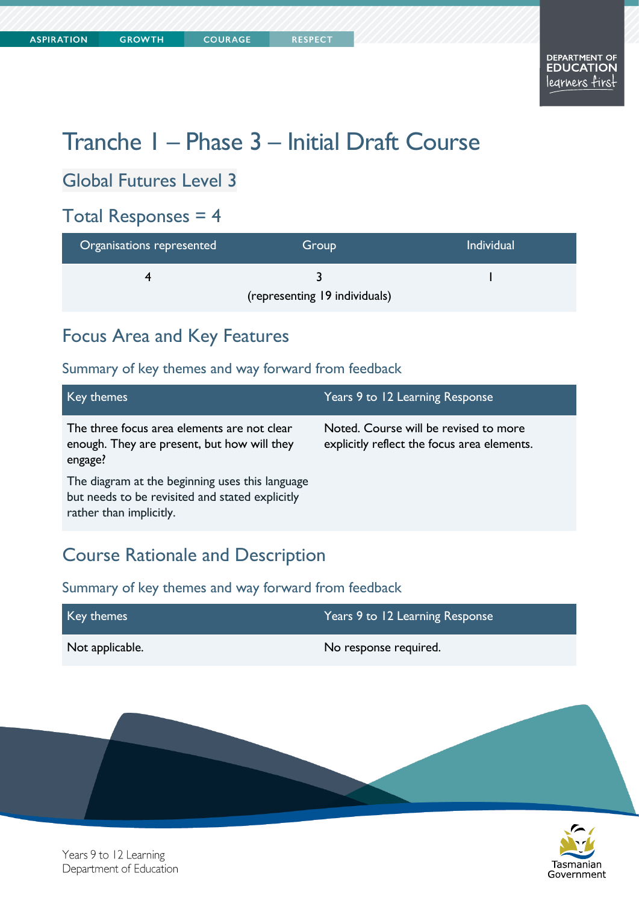# Tranche 1 – Phase 3 – Initial Draft Course

## Global Futures Level 3

## Total Responses = 4

| Organisations represented | Group | Individual |
| --- | --- | --- |
| 4 | 3 (representing 19 individuals) | 1 |

## Focus Area and Key Features

### Summary of key themes and way forward from feedback

| Key themes | Years 9 to 12 Learning Response |
| --- | --- |
| The three focus area elements are not clear enough. They are present, but how will they engage?<br><br>The diagram at the beginning uses this language but needs to be revisited and stated explicitly rather than implicitly. | Noted. Course will be revised to more explicitly reflect the focus area elements. |

## Course Rationale and Description

### Summary of key themes and way forward from feedback

| Key themes | Years 9 to 12 Learning Response |
| --- | --- |
| Not applicable. | No response required. |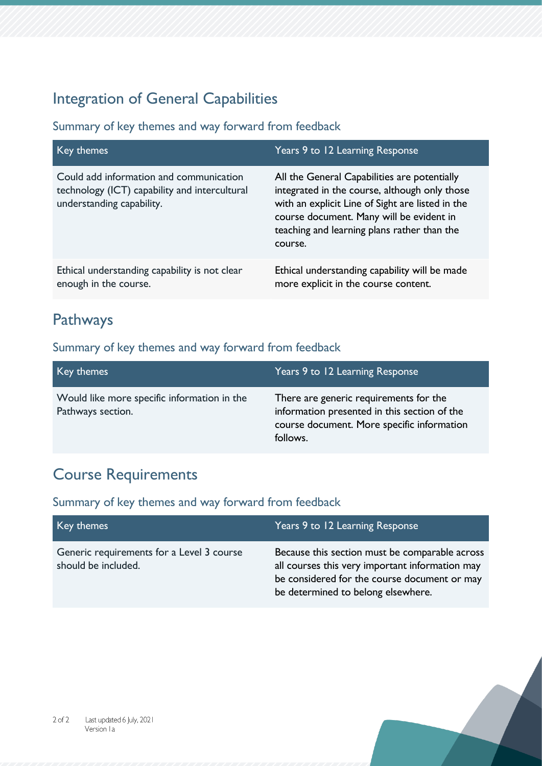## Integration of General Capabilities

### Summary of key themes and way forward from feedback

| Key themes | Years 9 to 12 Learning Response |
| --- | --- |
| Could add information and communication technology (ICT) capability and intercultural understanding capability. | All the General Capabilities are potentially integrated in the course, although only those with an explicit Line of Sight are listed in the course document. Many will be evident in teaching and learning plans rather than the course. |
| Ethical understanding capability is not clear enough in the course. | Ethical understanding capability will be made more explicit in the course content. |

## Pathways

### Summary of key themes and way forward from feedback

| Key themes | Years 9 to 12 Learning Response |
| --- | --- |
| Would like more specific information in the Pathways section. | There are generic requirements for the information presented in this section of the course document. More specific information follows. |

## Course Requirements

### Summary of key themes and way forward from feedback

| Key themes | Years 9 to 12 Learning Response |
| --- | --- |
| Generic requirements for a Level 3 course should be included. | Because this section must be comparable across all courses this very important information may be considered for the course document or may be determined to belong elsewhere. |

Last updated 6 July, 2021
Version 1a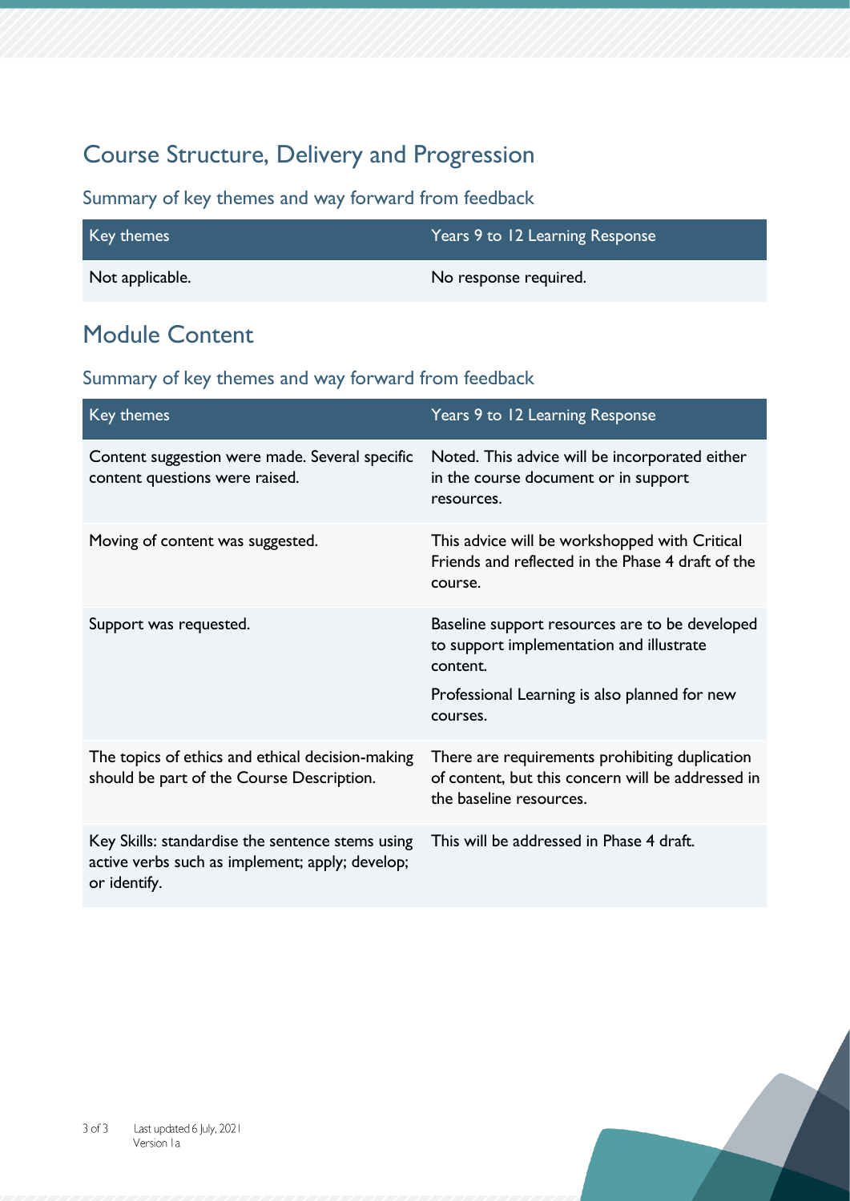## Course Structure, Delivery and Progression

### Summary of key themes and way forward from feedback

| Key themes | Years 9 to 12 Learning Response |
| --- | --- |
| Not applicable. | No response required. |

## Module Content

### Summary of key themes and way forward from feedback

| Key themes | Years 9 to 12 Learning Response |
| --- | --- |
| Content suggestion were made. Several specific content questions were raised. | Noted. This advice will be incorporated either in the course document or in support resources. |
| Moving of content was suggested. | This advice will be workshopped with Critical Friends and reflected in the Phase 4 draft of the course. |
| Support was requested. | Baseline support resources are to be developed to support implementation and illustrate content.<br><br>Professional Learning is also planned for new courses. |
| The topics of ethics and ethical decision-making should be part of the Course Description. | There are requirements prohibiting duplication of content, but this concern will be addressed in the baseline resources. |
| Key Skills: standardise the sentence stems using active verbs such as implement; apply; develop; or identify. | This will be addressed in Phase 4 draft. |

Last updated 6 July, 2021
Version 1a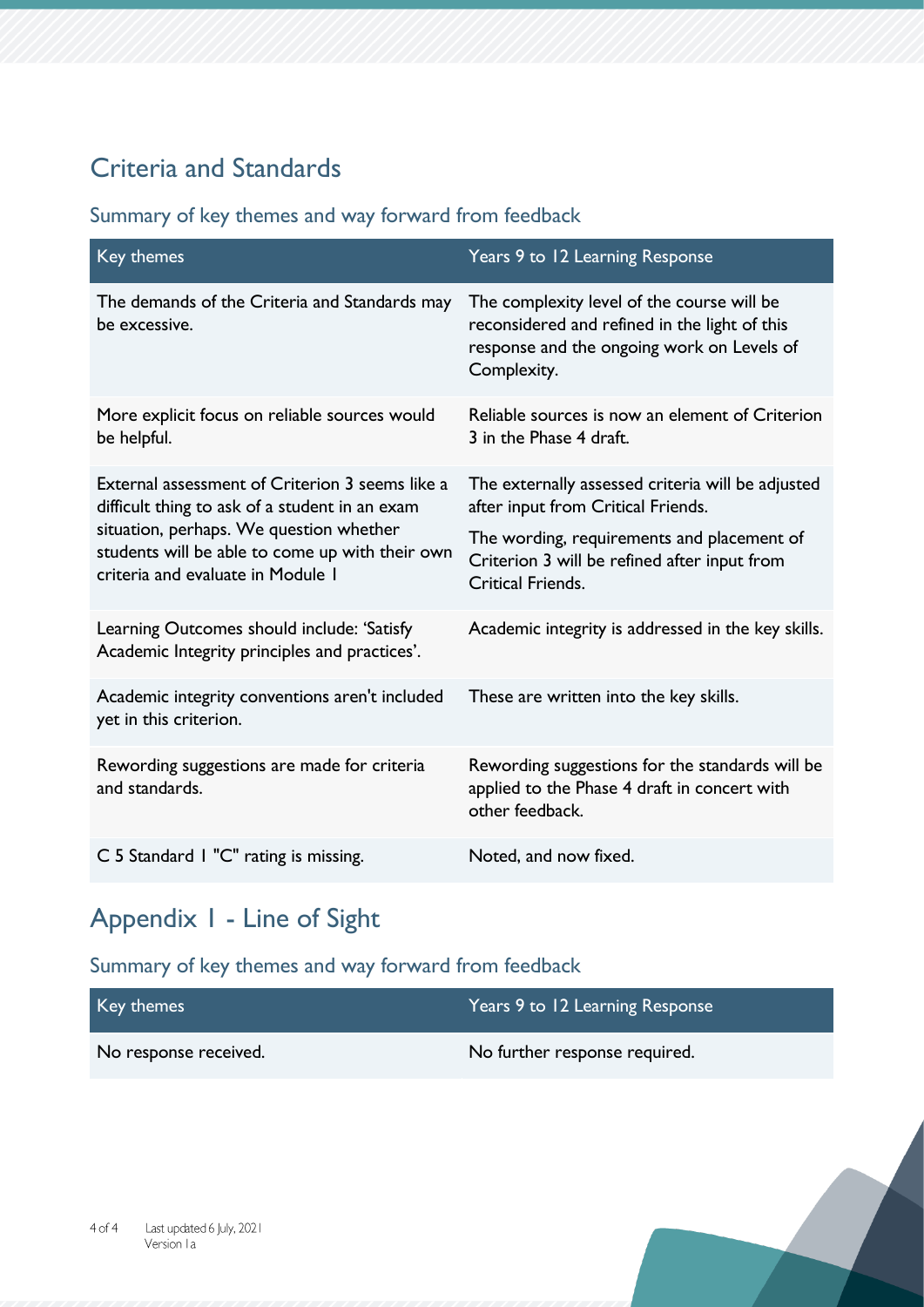## Criteria and Standards

### Summary of key themes and way forward from feedback

| Key themes | Years 9 to 12 Learning Response |
|---|---|
| The demands of the Criteria and Standards may be excessive. | The complexity level of the course will be reconsidered and refined in the light of this response and the ongoing work on Levels of Complexity. |
| More explicit focus on reliable sources would be helpful. | Reliable sources is now an element of Criterion 3 in the Phase 4 draft. |
| External assessment of Criterion 3 seems like a difficult thing to ask of a student in an exam situation, perhaps. We question whether students will be able to come up with their own criteria and evaluate in Module 1 | The externally assessed criteria will be adjusted after input from Critical Friends.<br>The wording, requirements and placement of Criterion 3 will be refined after input from Critical Friends. |
| Learning Outcomes should include: 'Satisfy Academic Integrity principles and practices'. | Academic integrity is addressed in the key skills. |
| Academic integrity conventions aren't included yet in this criterion. | These are written into the key skills. |
| Rewording suggestions are made for criteria and standards. | Rewording suggestions for the standards will be applied to the Phase 4 draft in concert with other feedback. |
| C 5 Standard 1 "C" rating is missing. | Noted, and now fixed. |

## Appendix 1 - Line of Sight

### Summary of key themes and way forward from feedback

| Key themes | Years 9 to 12 Learning Response |
|---|---|
| No response received. | No further response required. |

Last updated 6 July, 2021
Version 1a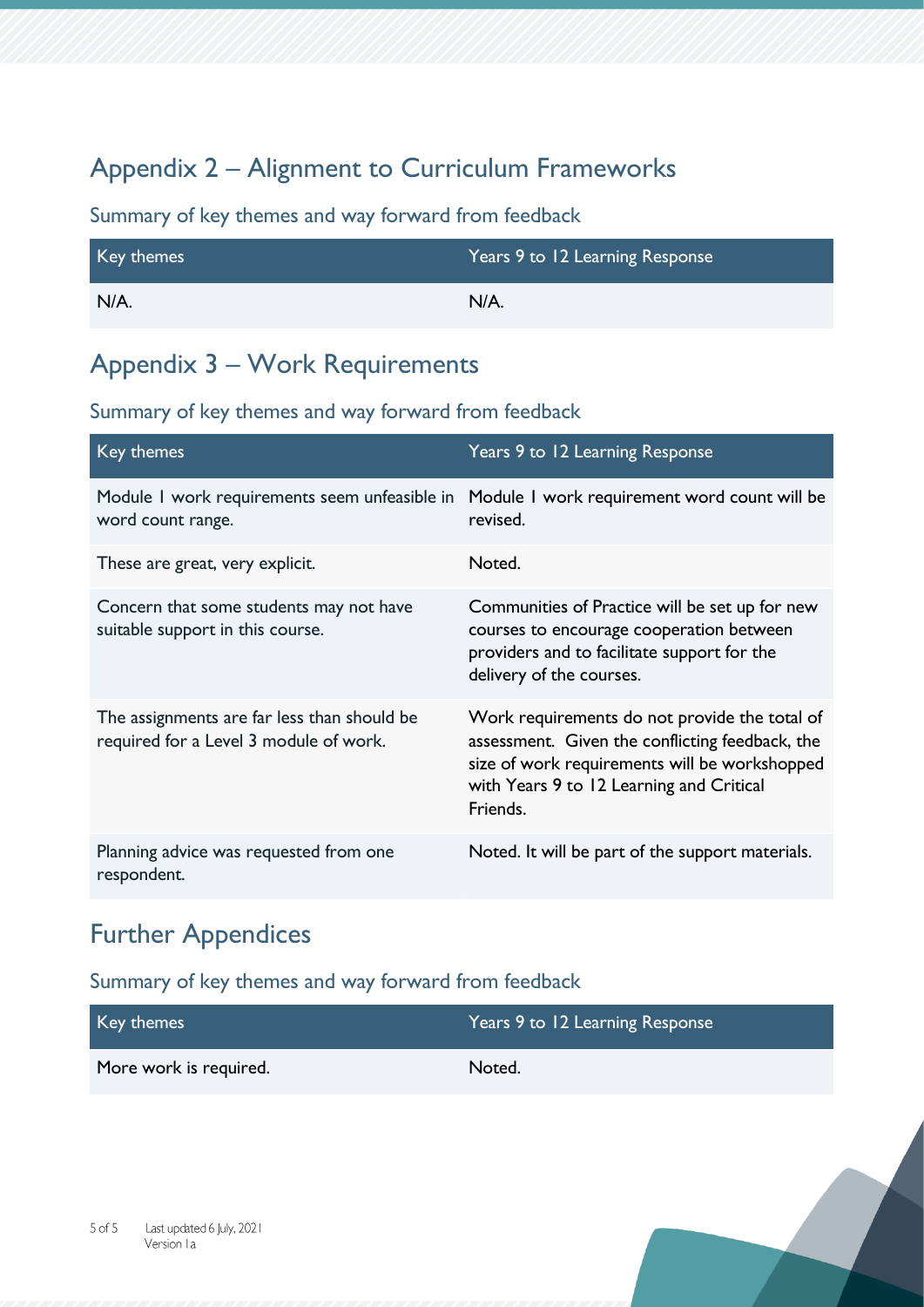## Appendix 2 – Alignment to Curriculum Frameworks

### Summary of key themes and way forward from feedback

| Key themes | Years 9 to 12 Learning Response |
| --- | --- |
| N/A. | N/A. |

## Appendix 3 – Work Requirements

### Summary of key themes and way forward from feedback

| Key themes | Years 9 to 12 Learning Response |
| --- | --- |
| Module 1 work requirements seem unfeasible in word count range. | Module 1 work requirement word count will be revised. |
| These are great, very explicit. | Noted. |
| Concern that some students may not have suitable support in this course. | Communities of Practice will be set up for new courses to encourage cooperation between providers and to facilitate support for the delivery of the courses. |
| The assignments are far less than should be required for a Level 3 module of work. | Work requirements do not provide the total of assessment. Given the conflicting feedback, the size of work requirements will be workshopped with Years 9 to 12 Learning and Critical Friends. |
| Planning advice was requested from one respondent. | Noted. It will be part of the support materials. |

## Further Appendices

### Summary of key themes and way forward from feedback

| Key themes | Years 9 to 12 Learning Response |
| --- | --- |
| More work is required. | Noted. |

Last updated 6 July, 2021
Version 1a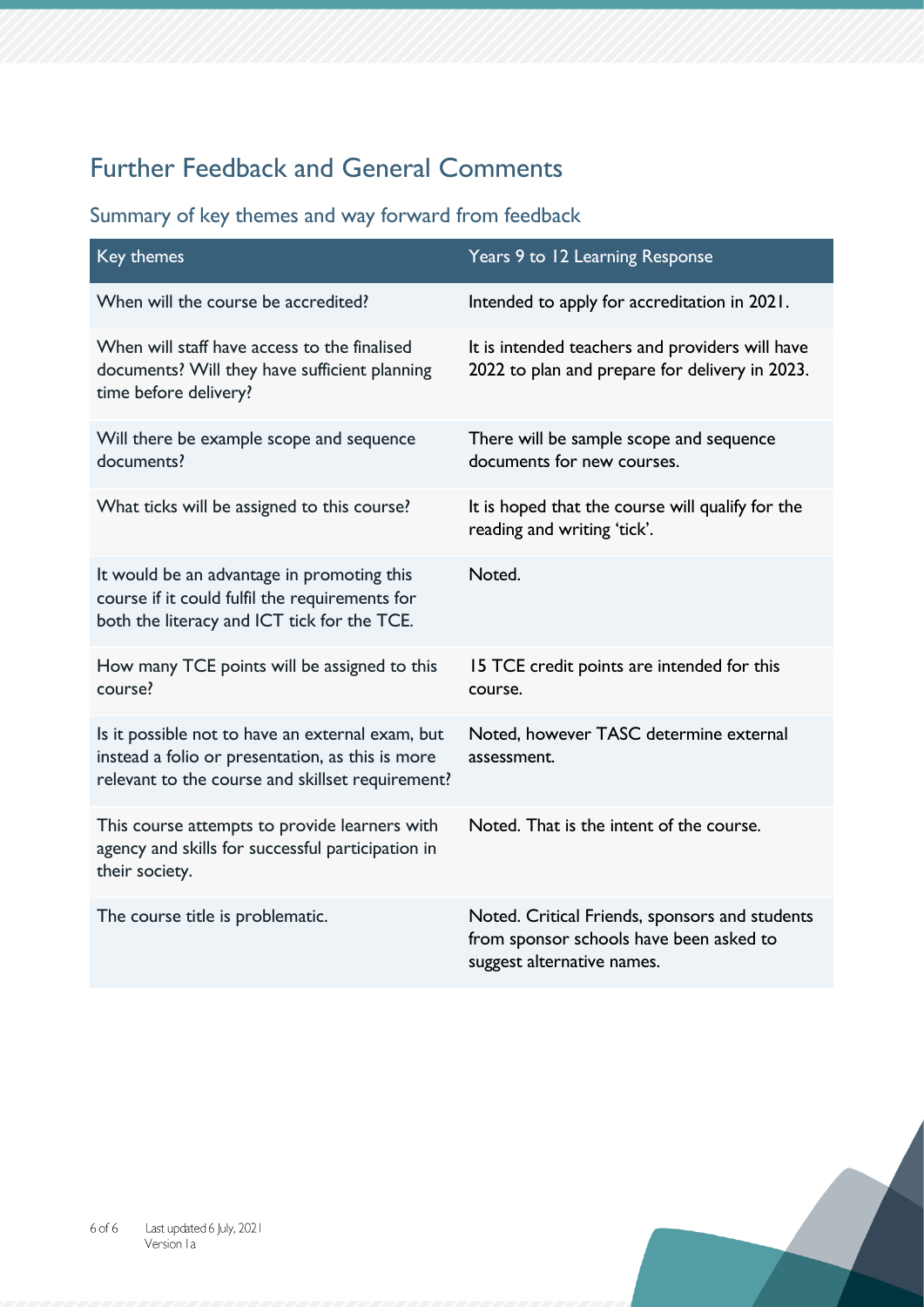## Further Feedback and General Comments

### Summary of key themes and way forward from feedback

| Key themes | Years 9 to 12 Learning Response |
| --- | --- |
| When will the course be accredited? | Intended to apply for accreditation in 2021. |
| When will staff have access to the finalised documents? Will they have sufficient planning time before delivery? | It is intended teachers and providers will have 2022 to plan and prepare for delivery in 2023. |
| Will there be example scope and sequence documents? | There will be sample scope and sequence documents for new courses. |
| What ticks will be assigned to this course? | It is hoped that the course will qualify for the reading and writing 'tick'. |
| It would be an advantage in promoting this course if it could fulfil the requirements for both the literacy and ICT tick for the TCE. | Noted. |
| How many TCE points will be assigned to this course? | 15 TCE credit points are intended for this course. |
| Is it possible not to have an external exam, but instead a folio or presentation, as this is more relevant to the course and skillset requirement? | Noted, however TASC determine external assessment. |
| This course attempts to provide learners with agency and skills for successful participation in their society. | Noted. That is the intent of the course. |
| The course title is problematic. | Noted. Critical Friends, sponsors and students from sponsor schools have been asked to suggest alternative names. |